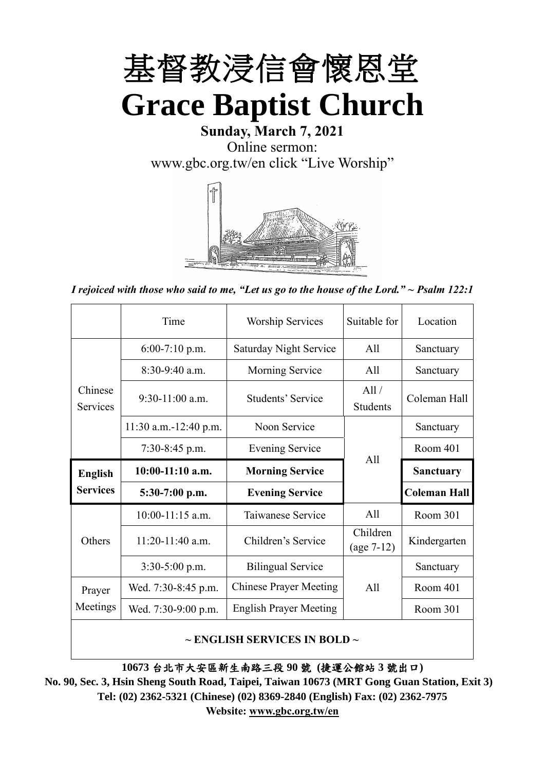# 基督教浸信會懷恩堂

# Grace Baptist Church

**Sunday, March 7, 2021**

Online sermon:

www.gbc.org.tw/en click "Live Worship"

*I rejoiced with those who said to me, "Let us go to the house of the Lord." ~ Psalm 122:1*

| | Time | Worship Services | Suitable for | Location |
|---|---|---|---|---|
| Chinese Services | 6:00-7:10 p.m. | Saturday Night Service | All | Sanctuary |
| | 8:30-9:40 a.m. | Morning Service | All | Sanctuary |
| | 9:30-11:00 a.m. | Students' Service | All / Students | Coleman Hall |
| | 11:30 a.m.-12:40 p.m. | Noon Service | All | Sanctuary |
| | 7:30-8:45 p.m. | Evening Service | | Room 401 |
| **English Services** | **10:00-11:10 a.m.** | **Morning Service** | | **Sanctuary** |
| | **5:30-7:00 p.m.** | **Evening Service** | | **Coleman Hall** |
| Others | 10:00-11:15 a.m. | Taiwanese Service | All | Room 301 |
| | 11:20-11:40 a.m. | Children's Service | Children (age 7-12) | Kindergarten |
| | 3:30-5:00 p.m. | Bilingual Service | All | Sanctuary |
| Prayer Meetings | Wed. 7:30-8:45 p.m. | Chinese Prayer Meeting | | Room 401 |
| | Wed. 7:30-9:00 p.m. | English Prayer Meeting | | Room 301 |

**~ ENGLISH SERVICES IN BOLD ~**

**10673 台北市大安區新生南路三段 90 號 (捷運公館站 3 號出口)**

**No. 90, Sec. 3, Hsin Sheng South Road, Taipei, Taiwan 10673 (MRT Gong Guan Station, Exit 3)**

**Tel: (02) 2362-5321 (Chinese) (02) 8369-2840 (English) Fax: (02) 2362-7975**

**Website: www.gbc.org.tw/en**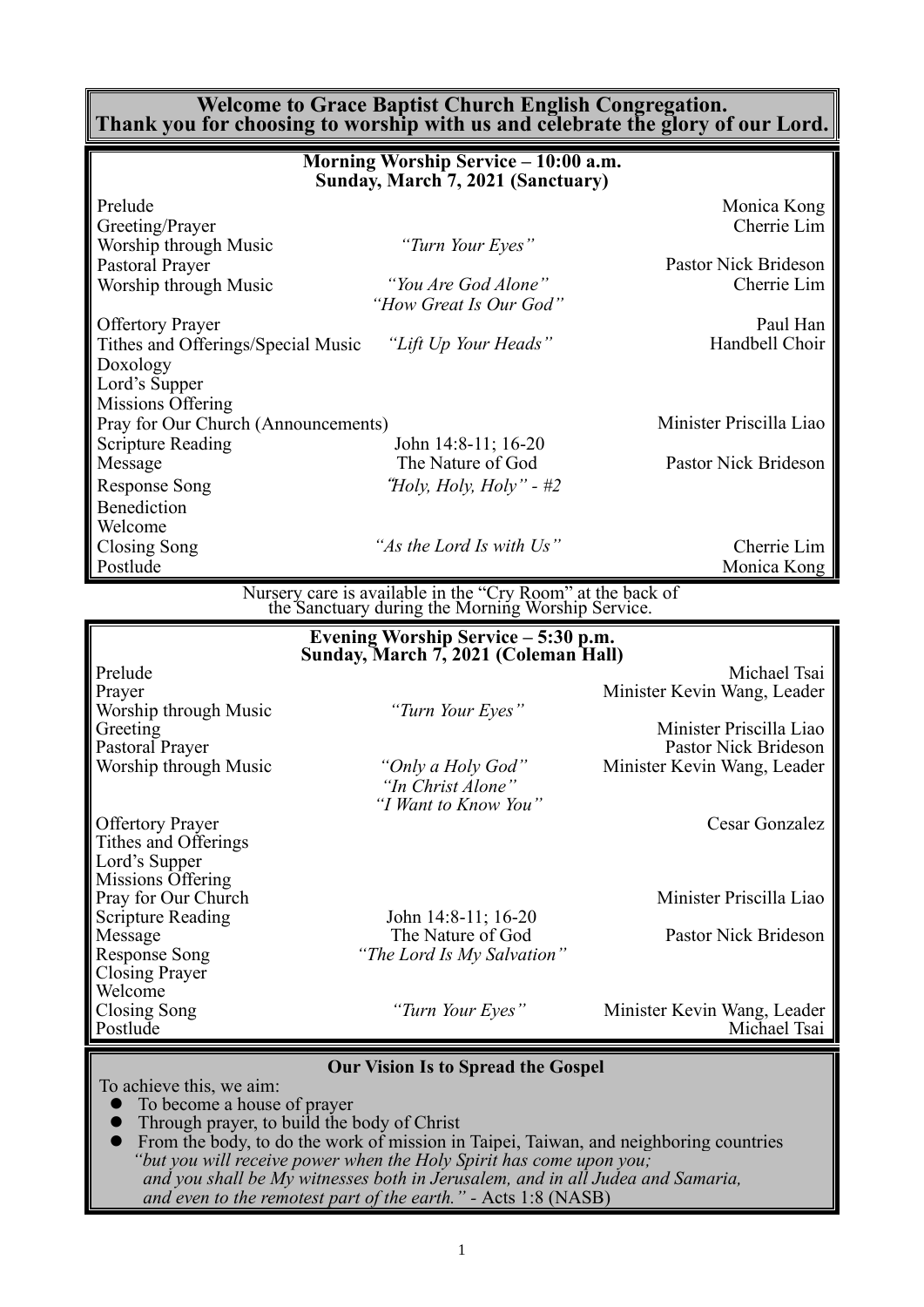# Welcome to Grace Baptist Church English Congregation.
# Thank you for choosing to worship with us and celebrate the glory of our Lord.

## Morning Worship Service – 10:00 a.m.
### Sunday, March 7, 2021 (Sanctuary)

| | | |
|---|---|---|
| Prelude | | Monica Kong |
| Greeting/Prayer | | Cherrie Lim |
| Worship through Music | *"Turn Your Eyes"* | |
| Pastoral Prayer | | Pastor Nick Brideson |
| Worship through Music | *"You Are God Alone"*<br>*"How Great Is Our God"* | Cherrie Lim |
| Offertory Prayer | | Paul Han |
| Tithes and Offerings/Special Music | *"Lift Up Your Heads"* | Handbell Choir |
| Doxology | | |
| Lord's Supper | | |
| Missions Offering | | |
| Pray for Our Church (Announcements) | | Minister Priscilla Liao |
| Scripture Reading | John 14:8-11; 16-20 | |
| Message | The Nature of God | Pastor Nick Brideson |
| Response Song | *"Holy, Holy, Holy" - #2* | |
| Benediction | | |
| Welcome | | |
| Closing Song | *"As the Lord Is with Us"* | Cherrie Lim |
| Postlude | | Monica Kong |

Nursery care is available in the "Cry Room" at the back of the Sanctuary during the Morning Worship Service.

## Evening Worship Service – 5:30 p.m.
### Sunday, March 7, 2021 (Coleman Hall)

| | | |
|---|---|---|
| Prelude | | Michael Tsai |
| Prayer | | Minister Kevin Wang, Leader |
| Worship through Music | *"Turn Your Eyes"* | |
| Greeting | | Minister Priscilla Liao |
| Pastoral Prayer | | Pastor Nick Brideson |
| Worship through Music | *"Only a Holy God"*<br>*"In Christ Alone"*<br>*"I Want to Know You"* | Minister Kevin Wang, Leader |
| Offertory Prayer | | Cesar Gonzalez |
| Tithes and Offerings | | |
| Lord's Supper | | |
| Missions Offering | | |
| Pray for Our Church | | Minister Priscilla Liao |
| Scripture Reading | John 14:8-11; 16-20 | |
| Message | The Nature of God | Pastor Nick Brideson |
| Response Song | *"The Lord Is My Salvation"* | |
| Closing Prayer | | |
| Welcome | | |
| Closing Song | *"Turn Your Eyes"* | Minister Kevin Wang, Leader |
| Postlude | | Michael Tsai |

## Our Vision Is to Spread the Gospel

To achieve this, we aim:

- To become a house of prayer
- Through prayer, to build the body of Christ
- From the body, to do the work of mission in Taipei, Taiwan, and neighboring countries

*"but you will receive power when the Holy Spirit has come upon you; and you shall be My witnesses both in Jerusalem, and in all Judea and Samaria, and even to the remotest part of the earth."* - Acts 1:8 (NASB)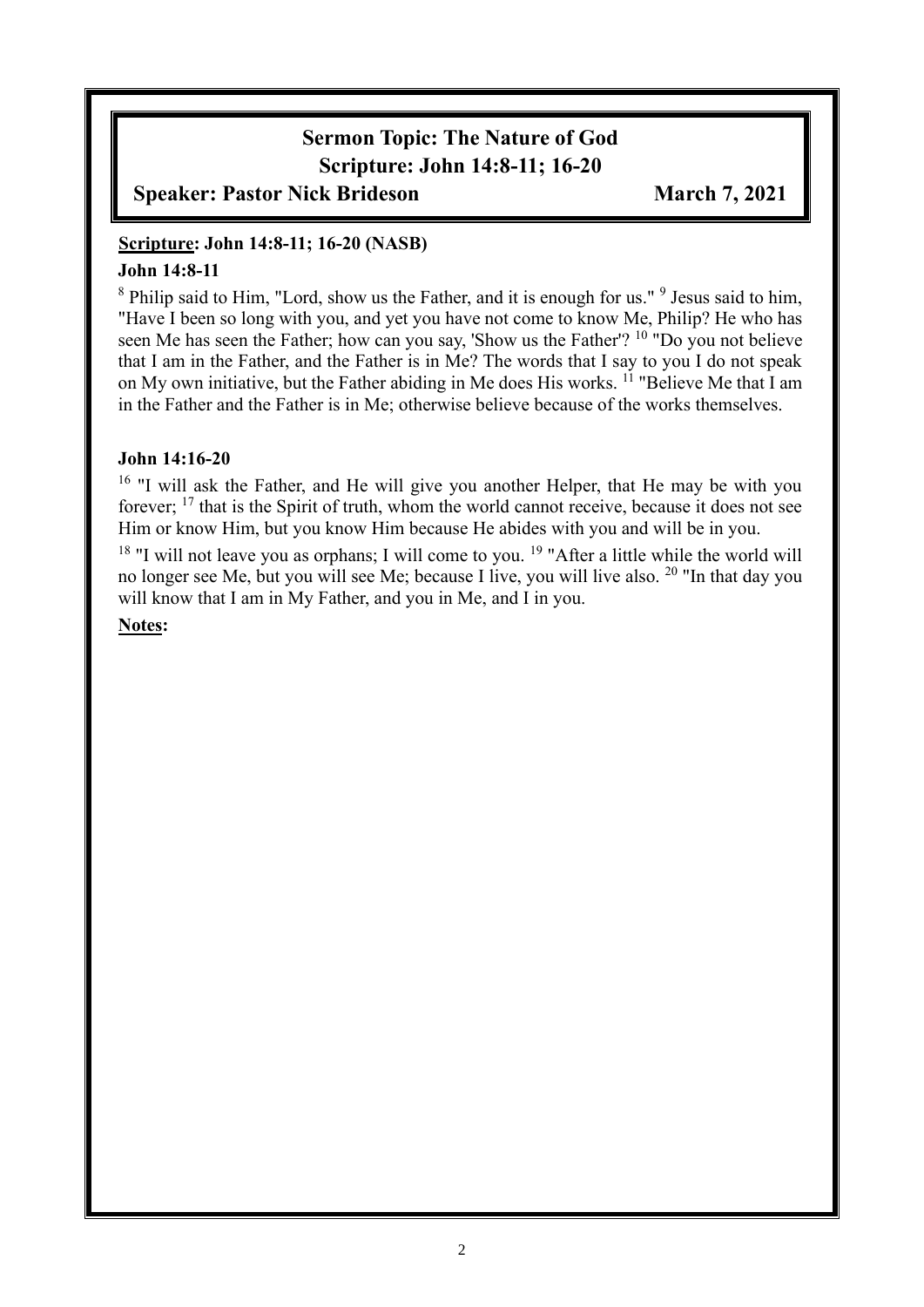# Sermon Topic: The Nature of God

## Scripture: John 14:8-11; 16-20

**Speaker: Pastor Nick Brideson** **March 7, 2021**

**Scripture: John 14:8-11; 16-20 (NASB)**

**John 14:8-11**

[8] Philip said to Him, "Lord, show us the Father, and it is enough for us." [9] Jesus said to him, "Have I been so long with you, and yet you have not come to know Me, Philip? He who has seen Me has seen the Father; how can you say, 'Show us the Father'? [10] "Do you not believe that I am in the Father, and the Father is in Me? The words that I say to you I do not speak on My own initiative, but the Father abiding in Me does His works. [11] "Believe Me that I am in the Father and the Father is in Me; otherwise believe because of the works themselves.

**John 14:16-20**

[16] "I will ask the Father, and He will give you another Helper, that He may be with you forever; [17] that is the Spirit of truth, whom the world cannot receive, because it does not see Him or know Him, but you know Him because He abides with you and will be in you.

[18] "I will not leave you as orphans; I will come to you. [19] "After a little while the world will no longer see Me, but you will see Me; because I live, you will live also. [20] "In that day you will know that I am in My Father, and you in Me, and I in you.

**Notes:**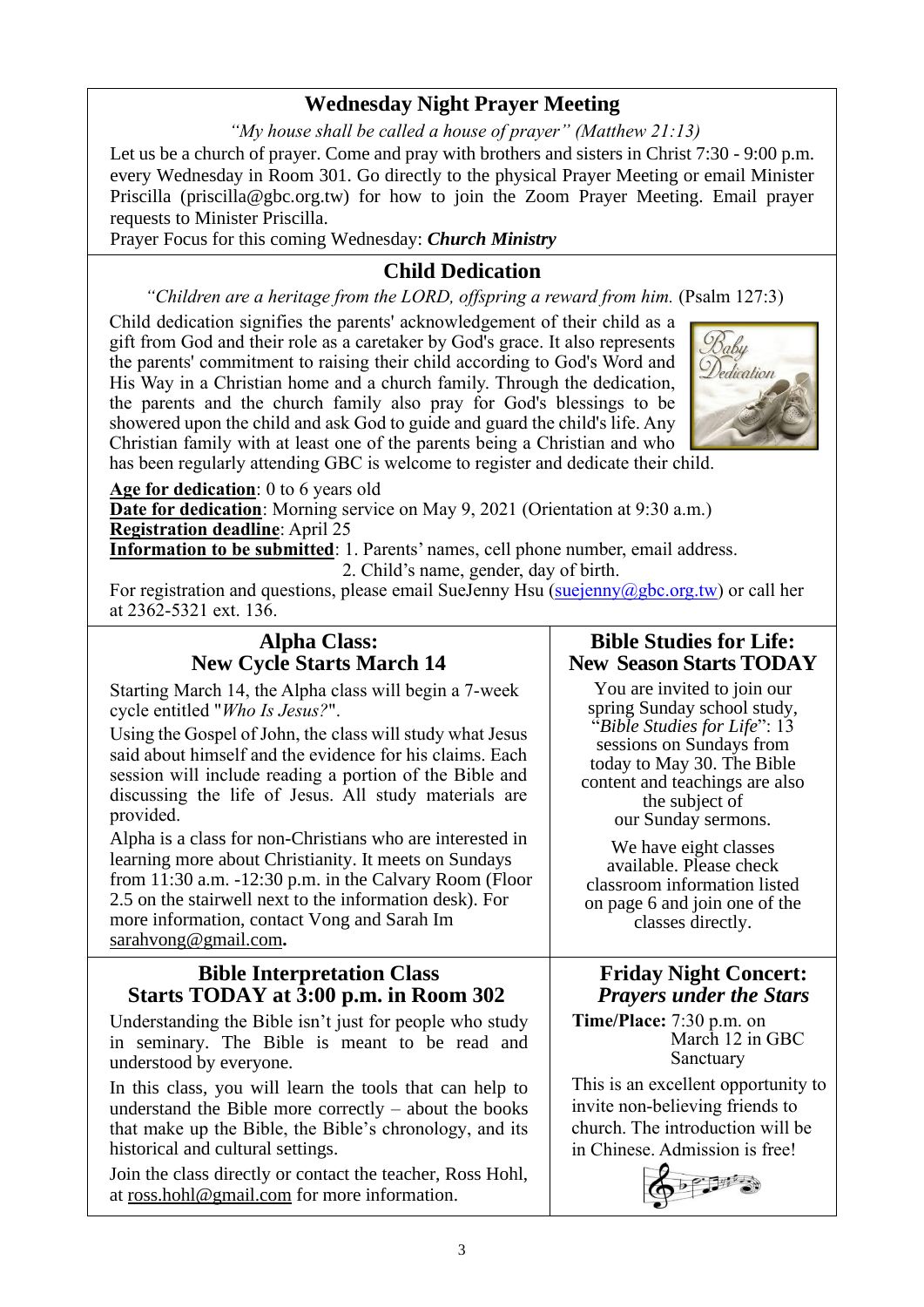## Wednesday Night Prayer Meeting

*"My house shall be called a house of prayer" (Matthew 21:13)*

Let us be a church of prayer. Come and pray with brothers and sisters in Christ 7:30 - 9:00 p.m. every Wednesday in Room 301. Go directly to the physical Prayer Meeting or email Minister Priscilla (priscilla@gbc.org.tw) for how to join the Zoom Prayer Meeting. Email prayer requests to Minister Priscilla.

Prayer Focus for this coming Wednesday: ***Church Ministry***

## Child Dedication

*"Children are a heritage from the LORD, offspring a reward from him.* (Psalm 127:3)

Child dedication signifies the parents' acknowledgement of their child as a gift from God and their role as a caretaker by God's grace. It also represents the parents' commitment to raising their child according to God's Word and His Way in a Christian home and a church family. Through the dedication, the parents and the church family also pray for God's blessings to be showered upon the child and ask God to guide and guard the child's life. Any Christian family with at least one of the parents being a Christian and who has been regularly attending GBC is welcome to register and dedicate their child.

**Age for dedication**: 0 to 6 years old
**Date for dedication**: Morning service on May 9, 2021 (Orientation at 9:30 a.m.)
**Registration deadline**: April 25
**Information to be submitted**: 1. Parents' names, cell phone number, email address.
2. Child's name, gender, day of birth.

For registration and questions, please email SueJenny Hsu (suejenny@gbc.org.tw) or call her at 2362-5321 ext. 136.

## Alpha Class: New Cycle Starts March 14

Starting March 14, the Alpha class will begin a 7-week cycle entitled "*Who Is Jesus?*".

Using the Gospel of John, the class will study what Jesus said about himself and the evidence for his claims. Each session will include reading a portion of the Bible and discussing the life of Jesus. All study materials are provided.

Alpha is a class for non-Christians who are interested in learning more about Christianity. It meets on Sundays from 11:30 a.m. -12:30 p.m. in the Calvary Room (Floor 2.5 on the stairwell next to the information desk). For more information, contact Vong and Sarah Im sarahvong@gmail.com**.**

## Bible Studies for Life: New Season Starts TODAY

You are invited to join our spring Sunday school study, "*Bible Studies for Life*": 13 sessions on Sundays from today to May 30. The Bible content and teachings are also the subject of our Sunday sermons.

We have eight classes available. Please check classroom information listed on page 6 and join one of the classes directly.

## Bible Interpretation Class Starts TODAY at 3:00 p.m. in Room 302

Understanding the Bible isn't just for people who study in seminary. The Bible is meant to be read and understood by everyone.

In this class, you will learn the tools that can help to understand the Bible more correctly – about the books that make up the Bible, the Bible's chronology, and its historical and cultural settings.

Join the class directly or contact the teacher, Ross Hohl, at ross.hohl@gmail.com for more information.

## Friday Night Concert: *Prayers under the Stars*

**Time/Place:** 7:30 p.m. on March 12 in GBC Sanctuary

This is an excellent opportunity to invite non-believing friends to church. The introduction will be in Chinese. Admission is free!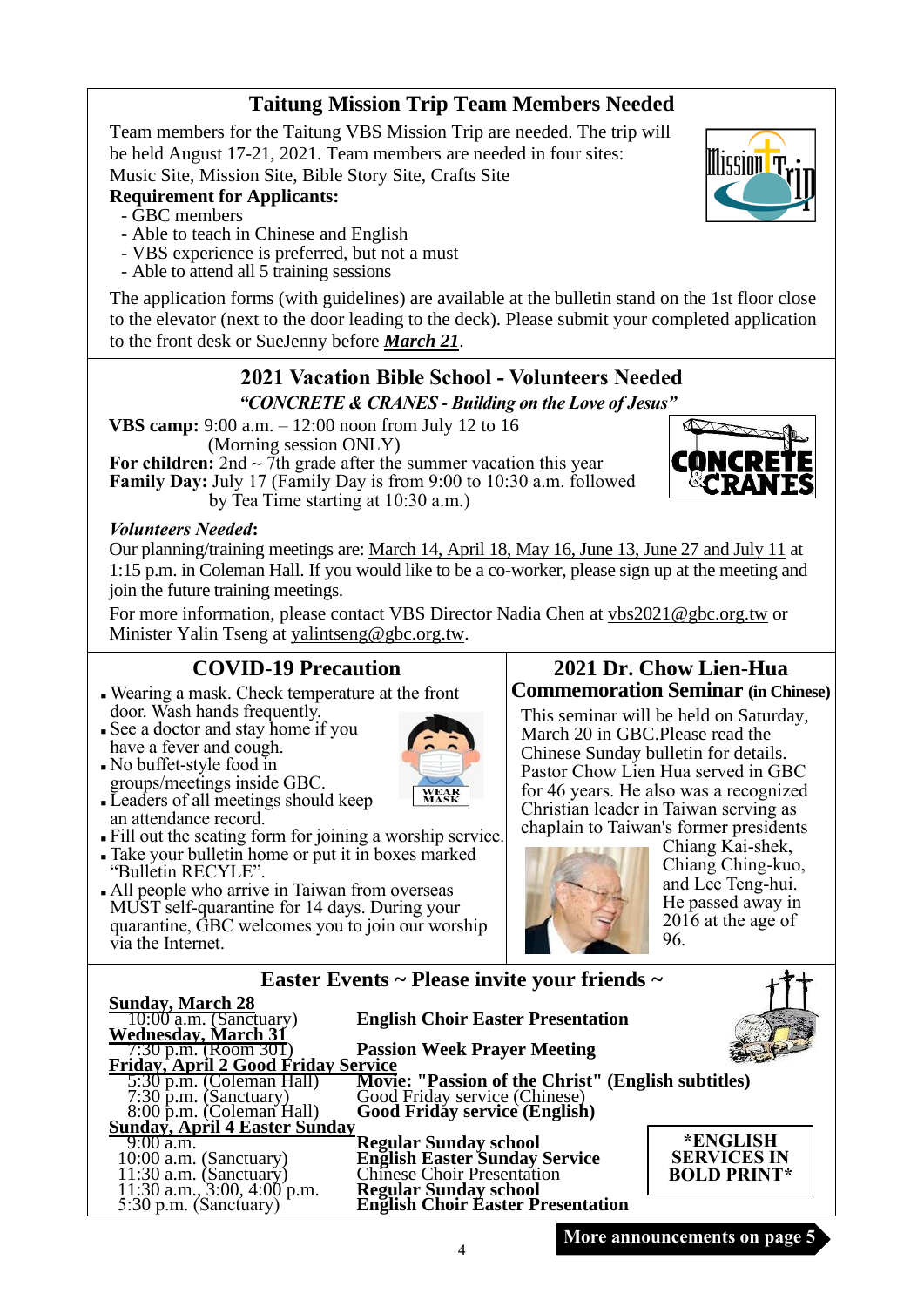## Taitung Mission Trip Team Members Needed

Team members for the Taitung VBS Mission Trip are needed. The trip will be held August 17-21, 2021. Team members are needed in four sites: Music Site, Mission Site, Bible Story Site, Crafts Site

**Requirement for Applicants:**

- GBC members
- Able to teach in Chinese and English
- VBS experience is preferred, but not a must
- Able to attend all 5 training sessions

The application forms (with guidelines) are available at the bulletin stand on the 1st floor close to the elevator (next to the door leading to the deck). Please submit your completed application to the front desk or SueJenny before ***March 21***.

## 2021 Vacation Bible School - Volunteers Needed

***"CONCRETE & CRANES - Building on the Love of Jesus"***

**VBS camp:** 9:00 a.m. – 12:00 noon from July 12 to 16 (Morning session ONLY)
**For children:** 2nd ~ 7th grade after the summer vacation this year
**Family Day:** July 17 (Family Day is from 9:00 to 10:30 a.m. followed by Tea Time starting at 10:30 a.m.)

***Volunteers Needed*:**

Our planning/training meetings are: March 14, April 18, May 16, June 13, June 27 and July 11 at 1:15 p.m. in Coleman Hall. If you would like to be a co-worker, please sign up at the meeting and join the future training meetings.

For more information, please contact VBS Director Nadia Chen at vbs2021@gbc.org.tw or Minister Yalin Tseng at yalintseng@gbc.org.tw.

## COVID-19 Precaution

- Wearing a mask. Check temperature at the front door. Wash hands frequently.
- See a doctor and stay home if you have a fever and cough.
- No buffet-style food in groups/meetings inside GBC.
- Leaders of all meetings should keep an attendance record.
- Fill out the seating form for joining a worship service.
- Take your bulletin home or put it in boxes marked "Bulletin RECYLE".
- All people who arrive in Taiwan from overseas MUST self-quarantine for 14 days. During your quarantine, GBC welcomes you to join our worship via the Internet.

## 2021 Dr. Chow Lien-Hua Commemoration Seminar (in Chinese)

This seminar will be held on Saturday, March 20 in GBC.Please read the Chinese Sunday bulletin for details. Pastor Chow Lien Hua served in GBC for 46 years. He also was a recognized Christian leader in Taiwan serving as chaplain to Taiwan's former presidents Chiang Kai-shek, Chiang Ching-kuo, and Lee Teng-hui. He passed away in 2016 at the age of 96.

## Easter Events ~ Please invite your friends ~

**Sunday, March 28**

| | |
|---|---|
| 10:00 a.m. (Sanctuary) | **English Choir Easter Presentation** |

**Wednesday, March 31**

| | |
|---|---|
| 7:30 p.m. (Room 301) | **Passion Week Prayer Meeting** |

**Friday, April 2 Good Friday Service**

| | |
|---|---|
| 5:30 p.m. (Coleman Hall) | **Movie: "Passion of the Christ" (English subtitles)** |
| 7:30 p.m. (Sanctuary) | Good Friday service (Chinese) |
| 8:00 p.m. (Coleman Hall) | **Good Friday service (English)** |

**Sunday, April 4 Easter Sunday**

| | |
|---|---|
| 9:00 a.m. | **Regular Sunday school** |
| 10:00 a.m. (Sanctuary) | **English Easter Sunday Service** |
| 11:30 a.m. (Sanctuary) | Chinese Choir Presentation |
| 11:30 a.m., 3:00, 4:00 p.m. | **Regular Sunday school** |
| 5:30 p.m. (Sanctuary) | **English Choir Easter Presentation** |

**\*ENGLISH SERVICES IN BOLD PRINT\***

**More announcements on page 5**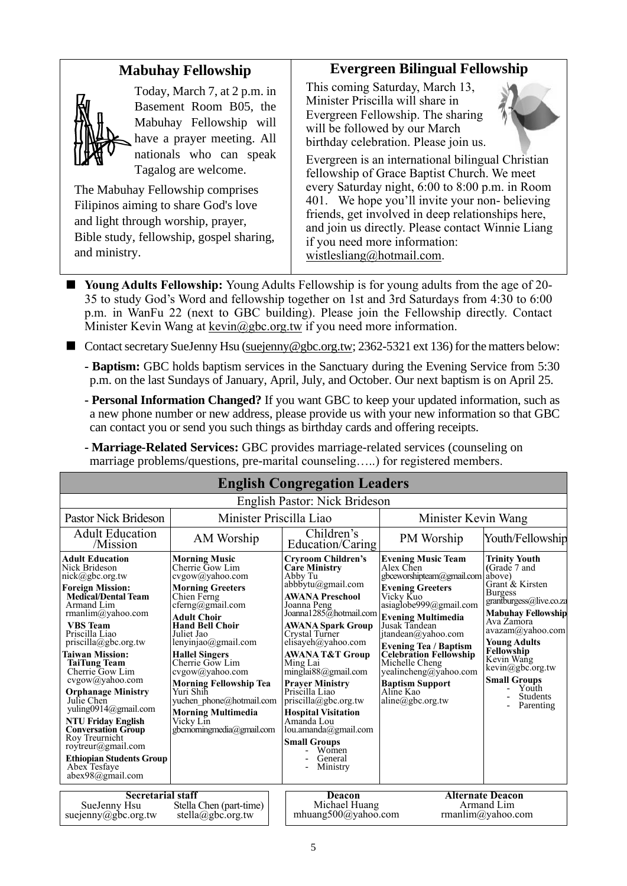## Mabuhay Fellowship

Today, March 7, at 2 p.m. in Basement Room B05, the Mabuhay Fellowship will have a prayer meeting. All nationals who can speak Tagalog are welcome.

The Mabuhay Fellowship comprises Filipinos aiming to share God's love and light through worship, prayer, Bible study, fellowship, gospel sharing, and ministry.

## Evergreen Bilingual Fellowship

This coming Saturday, March 13, Minister Priscilla will share in Evergreen Fellowship. The sharing will be followed by our March birthday celebration. Please join us.

Evergreen is an international bilingual Christian fellowship of Grace Baptist Church. We meet every Saturday night, 6:00 to 8:00 p.m. in Room 401. We hope you'll invite your non- believing friends, get involved in deep relationships here, and join us directly. Please contact Winnie Liang if you need more information: wistlesliang@hotmail.com.

- **Young Adults Fellowship:** Young Adults Fellowship is for young adults from the age of 20-35 to study God's Word and fellowship together on 1st and 3rd Saturdays from 4:30 to 6:00 p.m. in WanFu 22 (next to GBC building). Please join the Fellowship directly. Contact Minister Kevin Wang at kevin@gbc.org.tw if you need more information.

- Contact secretary SueJenny Hsu (suejenny@gbc.org.tw; 2362-5321 ext 136) for the matters below:
  - **Baptism:** GBC holds baptism services in the Sanctuary during the Evening Service from 5:30 p.m. on the last Sundays of January, April, July, and October. Our next baptism is on April 25.
  - **Personal Information Changed?** If you want GBC to keep your updated information, such as a new phone number or new address, please provide us with your new information so that GBC can contact you or send you such things as birthday cards and offering receipts.
  - **Marriage-Related Services:** GBC provides marriage-related services (counseling on marriage problems/questions, pre-marital counseling…..) for registered members.

## English Congregation Leaders

English Pastor: Nick Brideson

| Pastor Nick Brideson | Minister Priscilla Liao | | Minister Kevin Wang | |
|---|---|---|---|---|
| Adult Education /Mission | AM Worship | Children's Education/Caring | PM Worship | Youth/Fellowship |
| **Adult Education** Nick Brideson nick@gbc.org.tw **Foreign Mission:** **Medical/Dental Team** Armand Lim rmanlim@yahoo.com **VBS Team** Priscilla Liao priscilla@gbc.org.tw **Taiwan Mission:** **TaiTung Team** Cherrie Gow Lim cvgow@yahoo.com **Orphanage Ministry** Julie Chen yuling0914@gmail.com **NTU Friday English Conversation Group** Roy Treurnicht roytreur@gmail.com **Ethiopian Students Group** Abex Tesfaye abex98@gmail.com | **Morning Music** Cherrie Gow Lim cvgow@yahoo.com **Morning Greeters** Chien Ferng cferng@gmail.com **Adult Choir** **Hand Bell Choir** Juliet Jao lenyinjao@gmail.com **Hallel Singers** Cherrie Gow Lim cvgow@yahoo.com **Morning Fellowship Tea** Yuri Shih yuchen_phone@hotmail.com **Morning Multimedia** Vicky Lin gbcmorningmedia@gmail.com | **Cryroom Children's Care Ministry** Abby Tu abbbytu@gmail.com **AWANA Preschool** Joanna Peng Joanna1285@hotmail.com **AWANA Spark Group** Crystal Turner elisayeh@yahoo.com **AWANA T&T Group** Ming Lai minglai88@gmail.com **Prayer Ministry** Priscilla Liao priscilla@gbc.org.tw **Hospital Visitation** Amanda Lou lou.amanda@gmail.com **Small Groups** - Women - General - Ministry | **Evening Music Team** Alex Chen gbceworshipteam@gmail.com **Evening Greeters** Vicky Kuo asiaglobe999@gmail.com **Evening Multimedia** Jusak Tandean jtandean@yahoo.com **Evening Tea / Baptism Celebration Fellowship** Michelle Cheng yealincheng@yahoo.com **Baptism Support** Aline Kao aline@gbc.org.tw | **Trinity Youth** (Grade 7 and above) Grant & Kirsten Burgess grantburgess@live.co.za **Mabuhay Fellowship** Ava Zamora avazam@yahoo.com **Young Adults Fellowship** Kevin Wang kevin@gbc.org.tw **Small Groups** - Youth - Students - Parenting |

| Secretarial staff | | Deacon | Alternate Deacon |
|---|---|---|---|
| SueJenny Hsu suejenny@gbc.org.tw | Stella Chen (part-time) stella@gbc.org.tw | Michael Huang mhuang500@yahoo.com | Armand Lim rmanlim@yahoo.com |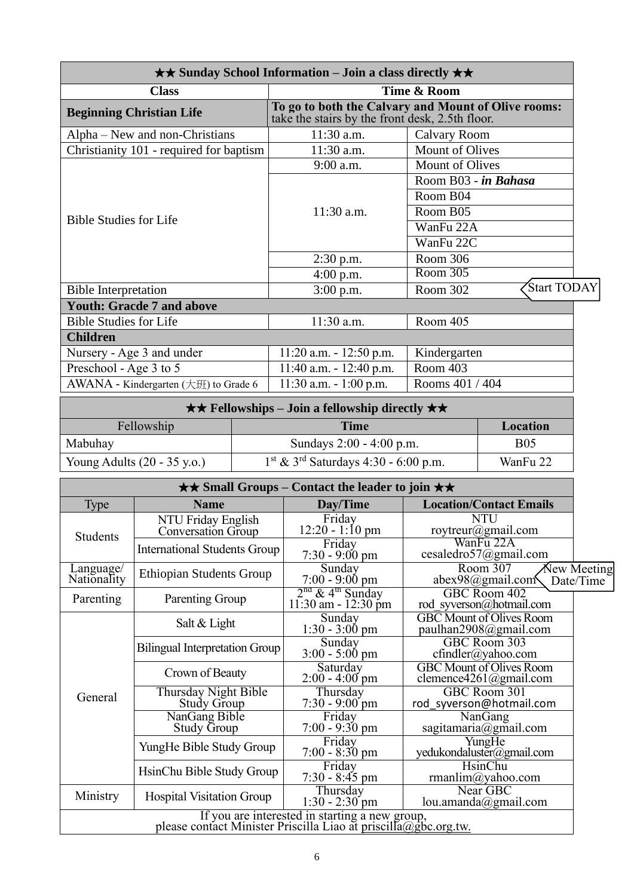| ★★ Sunday School Information – Join a class directly ★★ | | |
|---|---|---|
| **Class** | **Time & Room** | |
| **Beginning Christian Life** | **To go to both the Calvary and Mount of Olive rooms:** take the stairs by the front desk, 2.5th floor. | |
| Alpha – New and non-Christians | 11:30 a.m. | Calvary Room |
| Christianity 101 - required for baptism | 11:30 a.m. | Mount of Olives |
| Bible Studies for Life | 9:00 a.m. | Mount of Olives |
| | 11:30 a.m. | Room B03 - ***in Bahasa*** |
| | | Room B04 |
| | | Room B05 |
| | | WanFu 22A |
| | | WanFu 22C |
| | 2:30 p.m. | Room 306 |
| | 4:00 p.m. | Room 305 |
| Bible Interpretation | 3:00 p.m. | Room 302 (Start TODAY) |
| **Youth: Gracde 7 and above** | | |
| Bible Studies for Life | 11:30 a.m. | Room 405 |
| **Children** | | |
| Nursery - Age 3 and under | 11:20 a.m. - 12:50 p.m. | Kindergarten |
| Preschool - Age 3 to 5 | 11:40 a.m. - 12:40 p.m. | Room 403 |
| AWANA - Kindergarten (大班) to Grade 6 | 11:30 a.m. - 1:00 p.m. | Rooms 401 / 404 |

| ★★ Fellowships – Join a fellowship directly ★★ | | |
|---|---|---|
| Fellowship | **Time** | **Location** |
| Mabuhay | Sundays 2:00 - 4:00 p.m. | B05 |
| Young Adults (20 - 35 y.o.) | 1st & 3rd Saturdays 4:30 - 6:00 p.m. | WanFu 22 |

| ★★ Small Groups – Contact the leader to join ★★ | | | |
|---|---|---|---|
| Type | **Name** | **Day/Time** | **Location/Contact Emails** |
| Students | NTU Friday English Conversation Group | Friday 12:20 - 1:10 pm | NTU roytreur@gmail.com |
| | International Students Group | Friday 7:30 - 9:00 pm | WanFu 22A cesaledro57@gmail.com |
| Language/ Nationality | Ethiopian Students Group | Sunday 7:00 - 9:00 pm | Room 307 abex98@gmail.com (New Meeting Date/Time) |
| Parenting | Parenting Group | 2nd & 4th Sunday 11:30 am - 12:30 pm | GBC Room 402 rod_syverson@hotmail.com |
| General | Salt & Light | Sunday 1:30 - 3:00 pm | GBC Mount of Olives Room paulhan2908@gmail.com |
| | Bilingual Interpretation Group | Sunday 3:00 - 5:00 pm | GBC Room 303 cfindler@yahoo.com |
| | Crown of Beauty | Saturday 2:00 - 4:00 pm | GBC Mount of Olives Room clemence4261@gmail.com |
| | Thursday Night Bible Study Group | Thursday 7:30 - 9:00 pm | GBC Room 301 rod_syverson@hotmail.com |
| | NanGang Bible Study Group | Friday 7:00 - 9:30 pm | NanGang sagitamaria@gmail.com |
| | YungHe Bible Study Group | Friday 7:00 - 8:30 pm | YungHe yedukondaluster@gmail.com |
| | HsinChu Bible Study Group | Friday 7:30 - 8:45 pm | HsinChu rmanlim@yahoo.com |
| Ministry | Hospital Visitation Group | Thursday 1:30 - 2:30 pm | Near GBC lou.amanda@gmail.com |
| If you are interested in starting a new group, please contact Minister Priscilla Liao at priscilla@gbc.org.tw. | | | |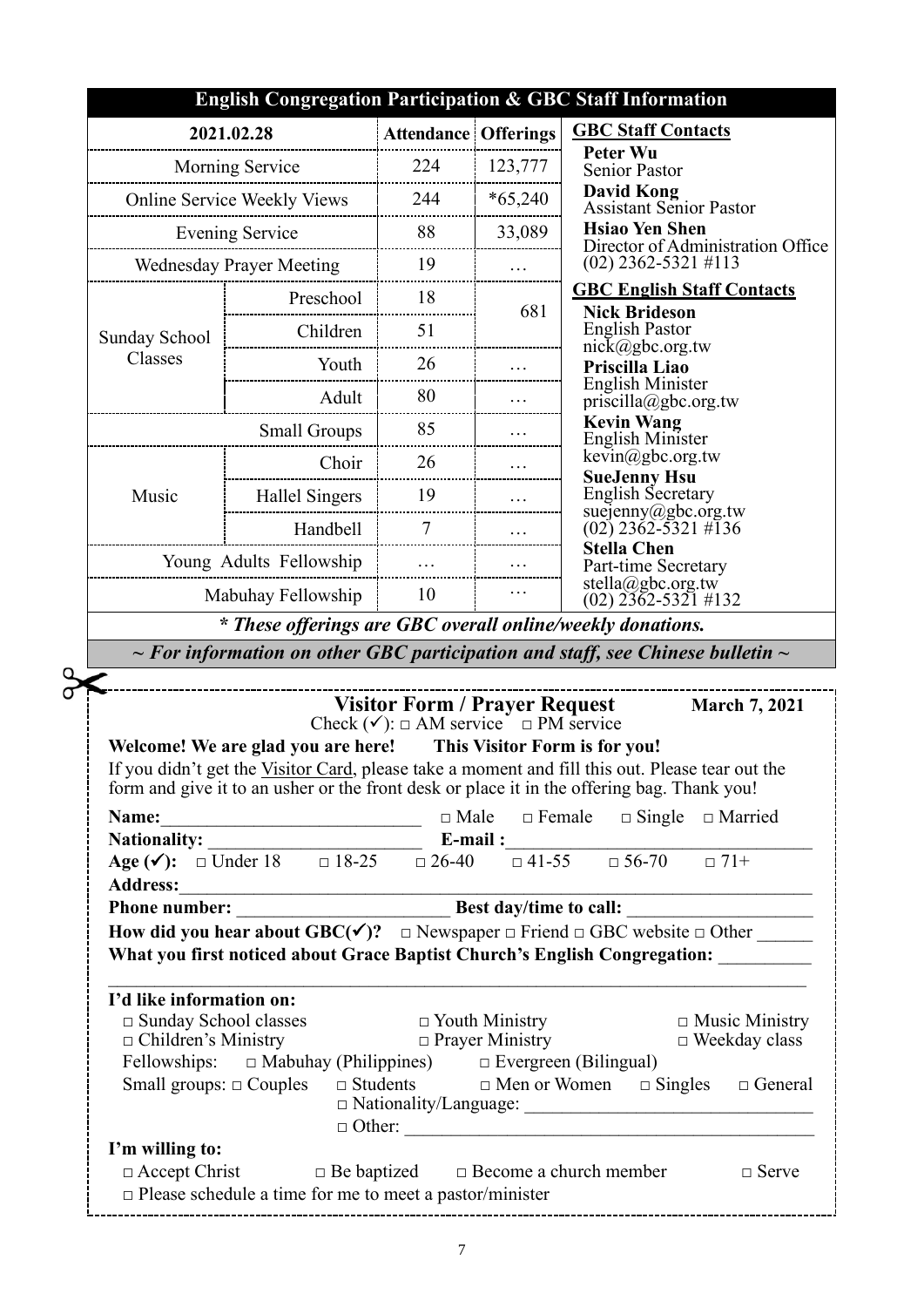## English Congregation Participation & GBC Staff Information

| 2021.02.28 | | Attendance | Offerings |
|---|---|---|---|
| Morning Service | | 224 | 123,777 |
| Online Service Weekly Views | | 244 | *65,240 |
| Evening Service | | 88 | 33,089 |
| Wednesday Prayer Meeting | | 19 | … |
| Sunday School Classes | Preschool | 18 | 681 |
| | Children | 51 | |
| | Youth | 26 | … |
| | Adult | 80 | … |
| Small Groups | | 85 | … |
| Music | Choir | 26 | … |
| | Hallel Singers | 19 | … |
| | Handbell | 7 | … |
| Young Adults Fellowship | | … | … |
| Mabuhay Fellowship | | 10 | … |

**GBC Staff Contacts**

**Peter Wu**
Senior Pastor

**David Kong**
Assistant Senior Pastor

**Hsiao Yen Shen**
Director of Administration Office
(02) 2362-5321 #113

**GBC English Staff Contacts**

**Nick Brideson**
English Pastor
nick@gbc.org.tw

**Priscilla Liao**
English Minister
priscilla@gbc.org.tw

**Kevin Wang**
English Minister
kevin@gbc.org.tw

**SueJenny Hsu**
English Secretary
suejenny@gbc.org.tw
(02) 2362-5321 #136

**Stella Chen**
Part-time Secretary
stella@gbc.org.tw
(02) 2362-5321 #132

***\* These offerings are GBC overall online/weekly donations.***

***~ For information on other GBC participation and staff, see Chinese bulletin ~***

---

### Visitor Form / Prayer Request

**March 7, 2021**

Check (✓): □ AM service □ PM service

**Welcome! We are glad you are here! This Visitor Form is for you!**

If you didn't get the Visitor Card, please take a moment and fill this out. Please tear out the form and give it to an usher or the front desk or place it in the offering bag. Thank you!

**Name:**____________________________ □ Male □ Female □ Single □ Married

**Nationality:** _______________________ **E-mail :**______________________________

**Age (✓):** □ Under 18 □ 18-25 □ 26-40 □ 41-55 □ 56-70 □ 71+

**Address:**_______________________________________________________________

**Phone number:** _______________________ **Best day/time to call:** ___________________

**How did you hear about GBC(✓)?** □ Newspaper □ Friend □ GBC website □ Other ______

**What you first noticed about Grace Baptist Church's English Congregation:** __________

______________________________________________________________________________

**I'd like information on:**

□ Sunday School classes □ Youth Ministry □ Music Ministry
□ Children's Ministry □ Prayer Ministry □ Weekday class
Fellowships: □ Mabuhay (Philippines) □ Evergreen (Bilingual)
Small groups: □ Couples □ Students □ Men or Women □ Singles □ General
□ Nationality/Language: _______________________________
□ Other: ___________________________________________

**I'm willing to:**

□ Accept Christ □ Be baptized □ Become a church member □ Serve
□ Please schedule a time for me to meet a pastor/minister